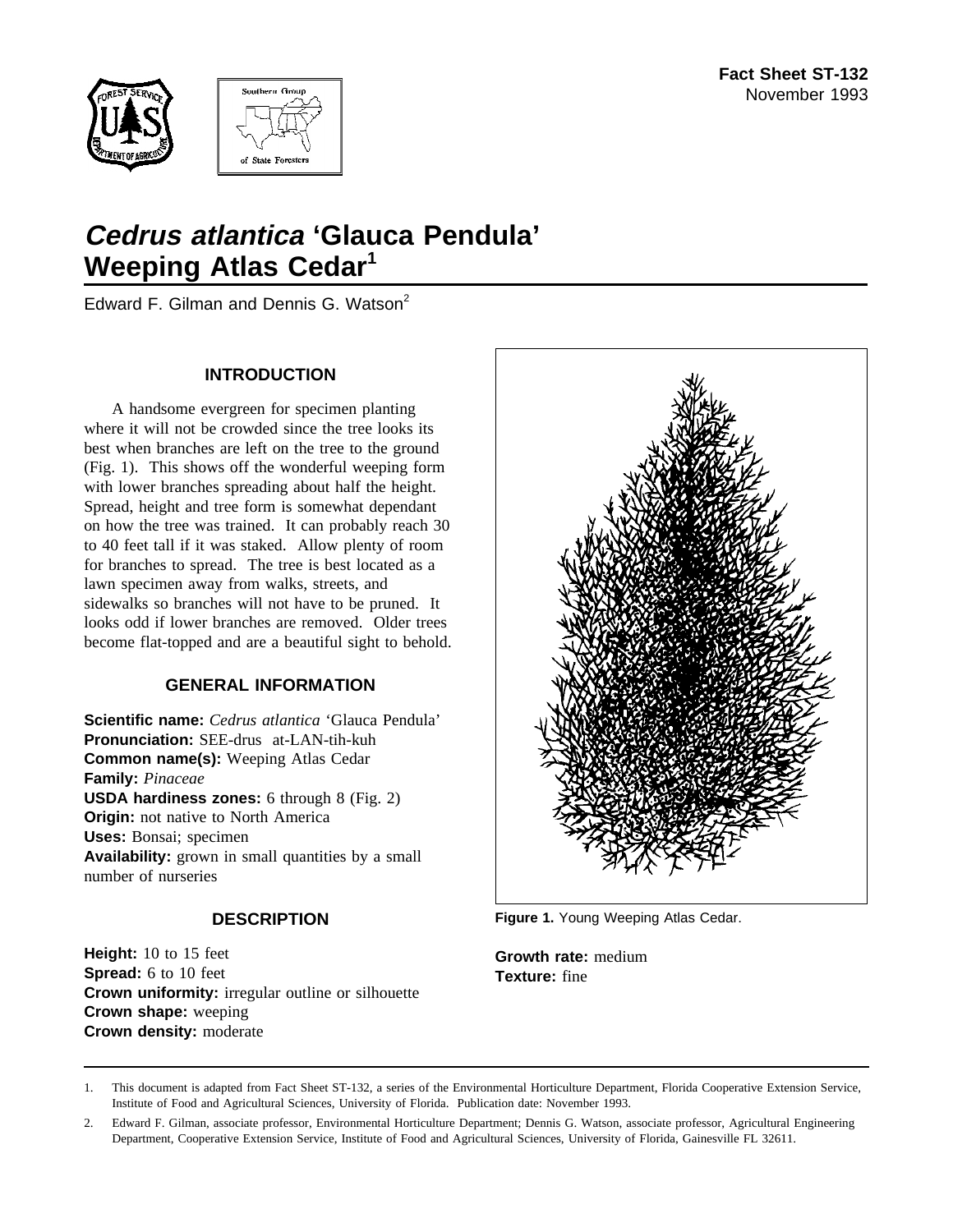**Fact Sheet ST-132**
November 1993

# *Cedrus atlantica* 'Glauca Pendula' Weeping Atlas Cedar[1]

Edward F. Gilman and Dennis G. Watson[2]

## INTRODUCTION

A handsome evergreen for specimen planting where it will not be crowded since the tree looks its best when branches are left on the tree to the ground (Fig. 1). This shows off the wonderful weeping form with lower branches spreading about half the height. Spread, height and tree form is somewhat dependant on how the tree was trained. It can probably reach 30 to 40 feet tall if it was staked. Allow plenty of room for branches to spread. The tree is best located as a lawn specimen away from walks, streets, and sidewalks so branches will not have to be pruned. It looks odd if lower branches are removed. Older trees become flat-topped and are a beautiful sight to behold.

## GENERAL INFORMATION

**Scientific name:** *Cedrus atlantica* 'Glauca Pendula'
**Pronunciation:** SEE-drus at-LAN-tih-kuh
**Common name(s):** Weeping Atlas Cedar
**Family:** *Pinaceae*
**USDA hardiness zones:** 6 through 8 (Fig. 2)
**Origin:** not native to North America
**Uses:** Bonsai; specimen
**Availability:** grown in small quantities by a small number of nurseries

## DESCRIPTION

**Height:** 10 to 15 feet
**Spread:** 6 to 10 feet
**Crown uniformity:** irregular outline or silhouette
**Crown shape:** weeping
**Crown density:** moderate
**Growth rate:** medium
**Texture:** fine

**Figure 1.** Young Weeping Atlas Cedar.

---

1. This document is adapted from Fact Sheet ST-132, a series of the Environmental Horticulture Department, Florida Cooperative Extension Service, Institute of Food and Agricultural Sciences, University of Florida. Publication date: November 1993.
2. Edward F. Gilman, associate professor, Environmental Horticulture Department; Dennis G. Watson, associate professor, Agricultural Engineering Department, Cooperative Extension Service, Institute of Food and Agricultural Sciences, University of Florida, Gainesville FL 32611.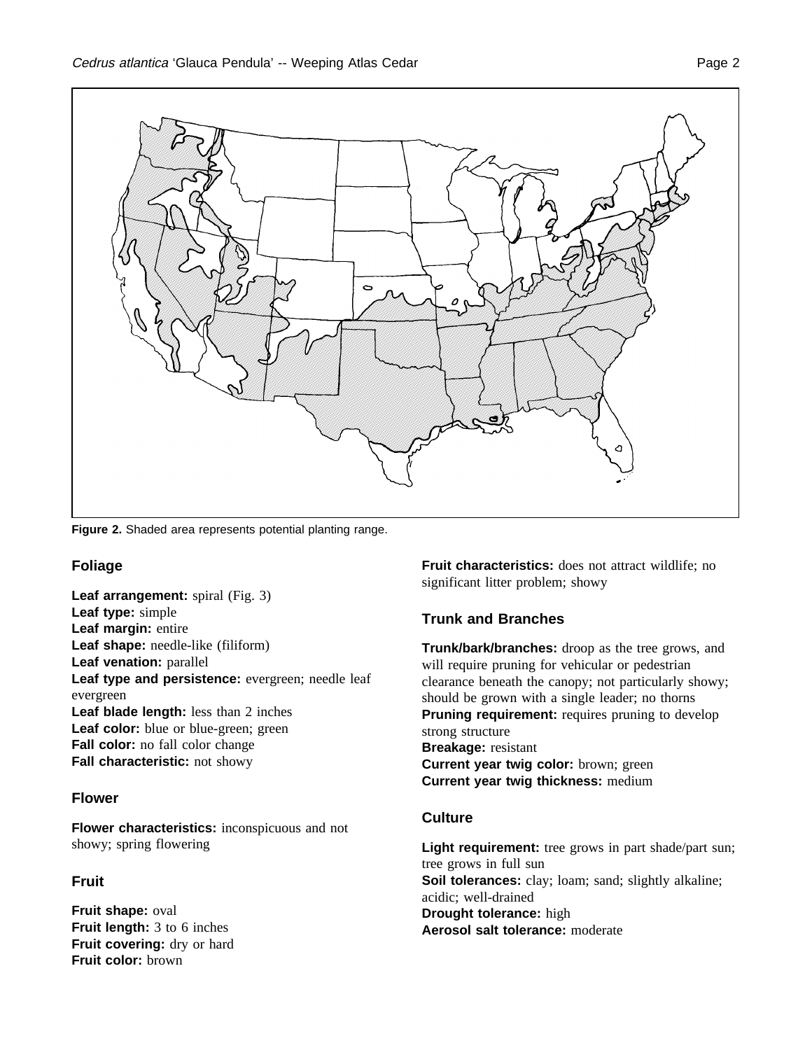Figure 2. Shaded area represents potential planting range.

## Foliage

**Leaf arrangement:** spiral (Fig. 3)
**Leaf type:** simple
**Leaf margin:** entire
**Leaf shape:** needle-like (filiform)
**Leaf venation:** parallel
**Leaf type and persistence:** evergreen; needle leaf evergreen
**Leaf blade length:** less than 2 inches
**Leaf color:** blue or blue-green; green
**Fall color:** no fall color change
**Fall characteristic:** not showy

## Flower

**Flower characteristics:** inconspicuous and not showy; spring flowering

## Fruit

**Fruit shape:** oval
**Fruit length:** 3 to 6 inches
**Fruit covering:** dry or hard
**Fruit color:** brown
**Fruit characteristics:** does not attract wildlife; no significant litter problem; showy

## Trunk and Branches

**Trunk/bark/branches:** droop as the tree grows, and will require pruning for vehicular or pedestrian clearance beneath the canopy; not particularly showy; should be grown with a single leader; no thorns
**Pruning requirement:** requires pruning to develop strong structure
**Breakage:** resistant
**Current year twig color:** brown; green
**Current year twig thickness:** medium

## Culture

**Light requirement:** tree grows in part shade/part sun; tree grows in full sun
**Soil tolerances:** clay; loam; sand; slightly alkaline; acidic; well-drained
**Drought tolerance:** high
**Aerosol salt tolerance:** moderate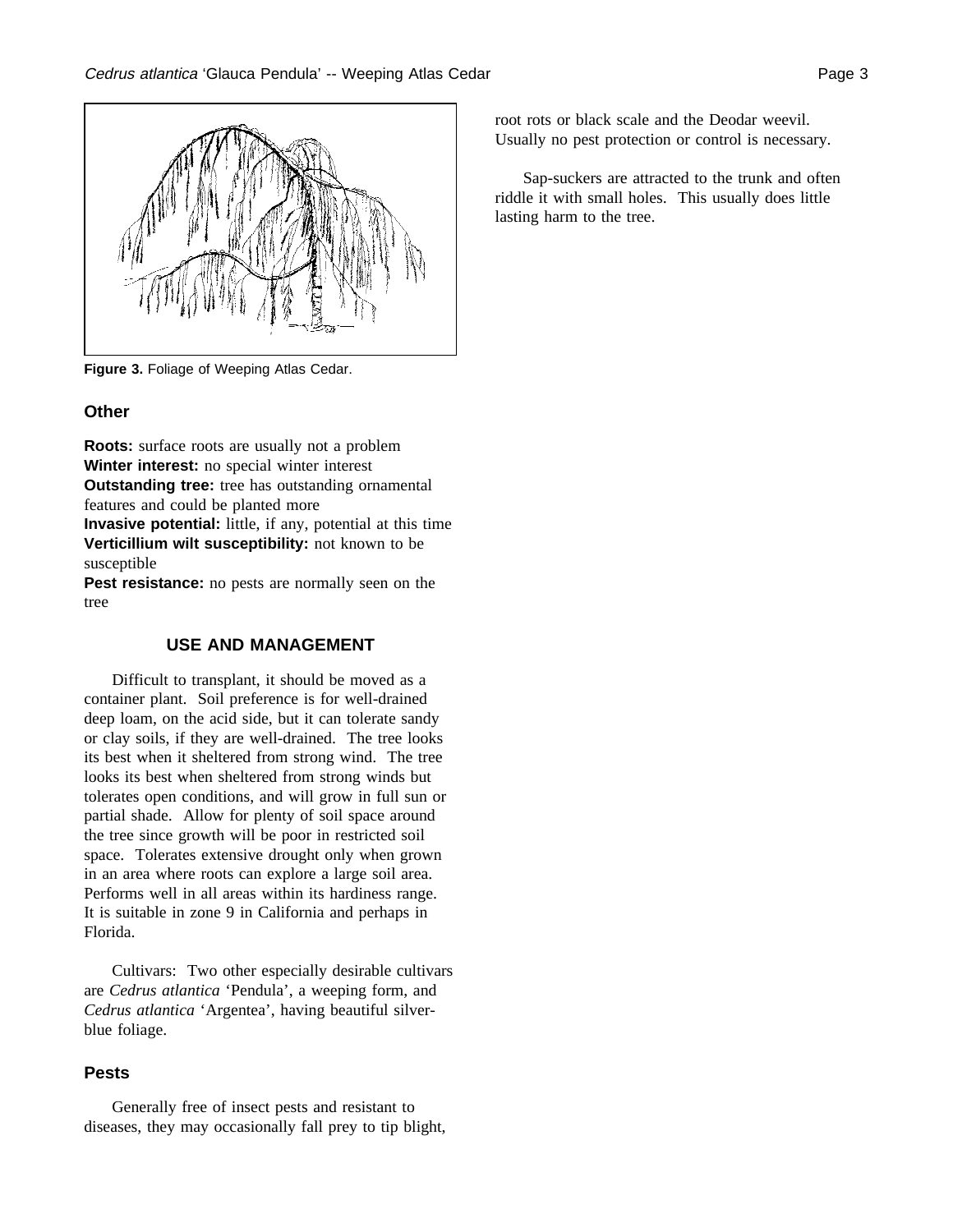Figure 3. Foliage of Weeping Atlas Cedar.

## Other

**Roots:** surface roots are usually not a problem
**Winter interest:** no special winter interest
**Outstanding tree:** tree has outstanding ornamental features and could be planted more
**Invasive potential:** little, if any, potential at this time
**Verticillium wilt susceptibility:** not known to be susceptible
**Pest resistance:** no pests are normally seen on the tree

## USE AND MANAGEMENT

Difficult to transplant, it should be moved as a container plant. Soil preference is for well-drained deep loam, on the acid side, but it can tolerate sandy or clay soils, if they are well-drained. The tree looks its best when it sheltered from strong wind. The tree looks its best when sheltered from strong winds but tolerates open conditions, and will grow in full sun or partial shade. Allow for plenty of soil space around the tree since growth will be poor in restricted soil space. Tolerates extensive drought only when grown in an area where roots can explore a large soil area. Performs well in all areas within its hardiness range. It is suitable in zone 9 in California and perhaps in Florida.

Cultivars: Two other especially desirable cultivars are *Cedrus atlantica* 'Pendula', a weeping form, and *Cedrus atlantica* 'Argentea', having beautiful silver-blue foliage.

## Pests

Generally free of insect pests and resistant to diseases, they may occasionally fall prey to tip blight, root rots or black scale and the Deodar weevil. Usually no pest protection or control is necessary.

Sap-suckers are attracted to the trunk and often riddle it with small holes. This usually does little lasting harm to the tree.